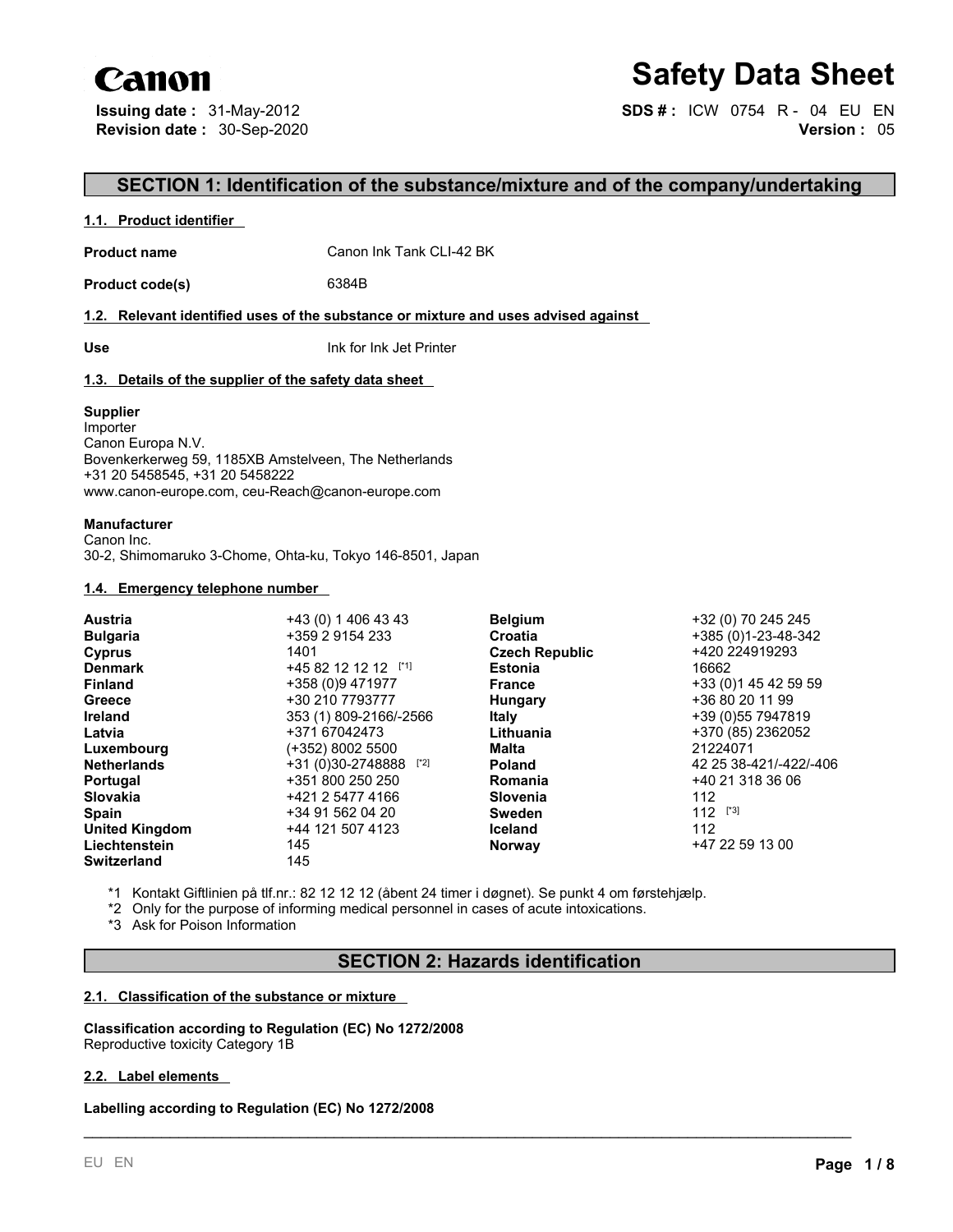Canon

# Safety Data Sheet

**Issuing date :** 31-May-2012
**Revision date :** 30-Sep-2020

**SDS # :** ICW 0754 R - 04 EU EN
**Version :** 05

## SECTION 1: Identification of the substance/mixture and of the company/undertaking

### 1.1. Product identifier

**Product name** Canon Ink Tank CLI-42 BK

**Product code(s)** 6384B

### 1.2. Relevant identified uses of the substance or mixture and uses advised against

**Use** Ink for Ink Jet Printer

### 1.3. Details of the supplier of the safety data sheet

**Supplier**
Importer
Canon Europa N.V.
Bovenkerkerweg 59, 1185XB Amstelveen, The Netherlands
+31 20 5458545, +31 20 5458222
www.canon-europe.com, ceu-Reach@canon-europe.com

**Manufacturer**
Canon Inc.
30-2, Shimomaruko 3-Chome, Ohta-ku, Tokyo 146-8501, Japan

### 1.4. Emergency telephone number

| | | | |
|---|---|---|---|
| **Austria** | +43 (0) 1 406 43 43 | **Belgium** | +32 (0) 70 245 245 |
| **Bulgaria** | +359 2 9154 233 | **Croatia** | +385 (0)1-23-48-342 |
| **Cyprus** | 1401 | **Czech Republic** | +420 224919293 |
| **Denmark** | +45 82 12 12 12 [*1] | **Estonia** | 16662 |
| **Finland** | +358 (0)9 471977 | **France** | +33 (0)1 45 42 59 59 |
| **Greece** | +30 210 7793777 | **Hungary** | +36 80 20 11 99 |
| **Ireland** | 353 (1) 809-2166/-2566 | **Italy** | +39 (0)55 7947819 |
| **Latvia** | +371 67042473 | **Lithuania** | +370 (85) 2362052 |
| **Luxembourg** | (+352) 8002 5500 | **Malta** | 21224071 |
| **Netherlands** | +31 (0)30-2748888 [*2] | **Poland** | 42 25 38-421/-422/-406 |
| **Portugal** | +351 800 250 250 | **Romania** | +40 21 318 36 06 |
| **Slovakia** | +421 2 5477 4166 | **Slovenia** | 112 |
| **Spain** | +34 91 562 04 20 | **Sweden** | 112 [*3] |
| **United Kingdom** | +44 121 507 4123 | **Iceland** | 112 |
| **Liechtenstein** | 145 | **Norway** | +47 22 59 13 00 |
| **Switzerland** | 145 | | |

*1 Kontakt Giftlinien på tlf.nr.: 82 12 12 12 (åbent 24 timer i døgnet). Se punkt 4 om førstehjælp.
*2 Only for the purpose of informing medical personnel in cases of acute intoxications.
*3 Ask for Poison Information

## SECTION 2: Hazards identification

### 2.1. Classification of the substance or mixture

**Classification according to Regulation (EC) No 1272/2008**
Reproductive toxicity Category 1B

### 2.2. Label elements

**Labelling according to Regulation (EC) No 1272/2008**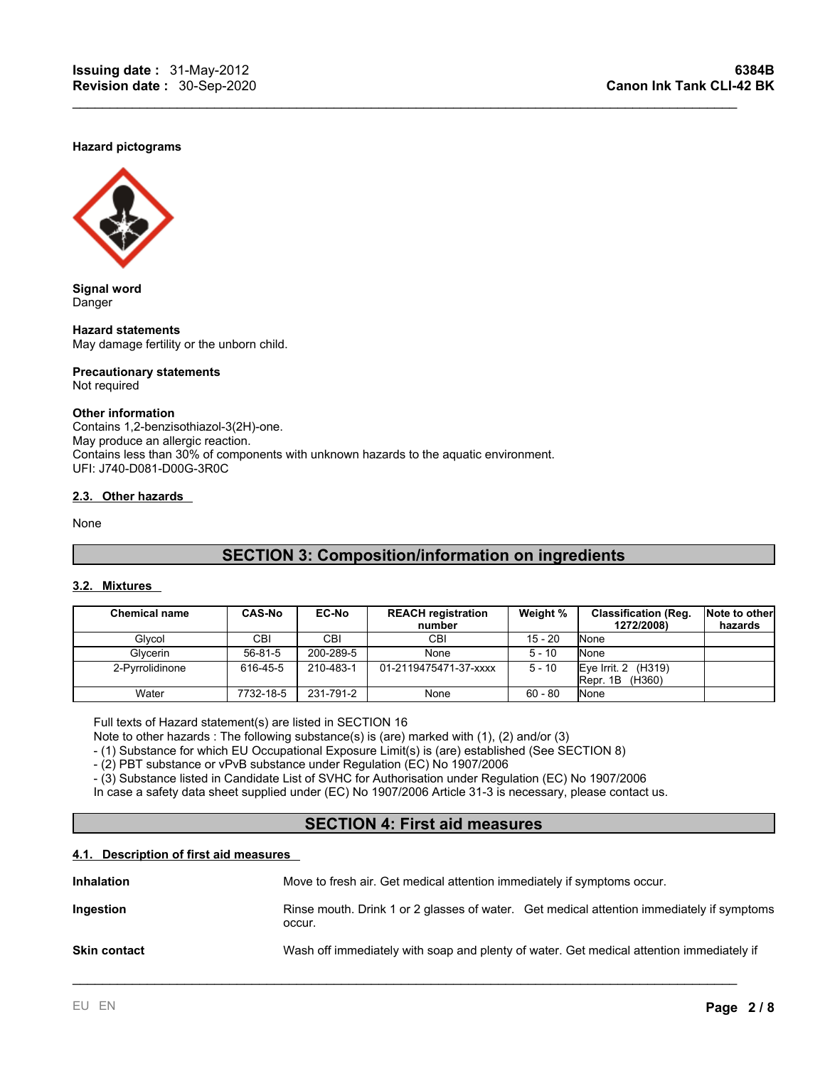**Hazard pictograms**

**Signal word**
Danger

**Hazard statements**
May damage fertility or the unborn child.

**Precautionary statements**
Not required

**Other information**
Contains 1,2-benzisothiazol-3(2H)-one.
May produce an allergic reaction.
Contains less than 30% of components with unknown hazards to the aquatic environment.
UFI: J740-D081-D00G-3R0C

### 2.3. Other hazards

None

## SECTION 3: Composition/information on ingredients

### 3.2. Mixtures

| Chemical name | CAS-No | EC-No | REACH registration number | Weight % | Classification (Reg. 1272/2008) | Note to other hazards |
|---|---|---|---|---|---|---|
| Glycol | CBI | CBI | CBI | 15 - 20 | None | |
| Glycerin | 56-81-5 | 200-289-5 | None | 5 - 10 | None | |
| 2-Pyrrolidinone | 616-45-5 | 210-483-1 | 01-2119475471-37-xxxx | 5 - 10 | Eye Irrit. 2 (H319) Repr. 1B (H360) | |
| Water | 7732-18-5 | 231-791-2 | None | 60 - 80 | None | |

Full texts of Hazard statement(s) are listed in SECTION 16
Note to other hazards : The following substance(s) is (are) marked with (1), (2) and/or (3)
- (1) Substance for which EU Occupational Exposure Limit(s) is (are) established (See SECTION 8)
- (2) PBT substance or vPvB substance under Regulation (EC) No 1907/2006
- (3) Substance listed in Candidate List of SVHC for Authorisation under Regulation (EC) No 1907/2006

In case a safety data sheet supplied under (EC) No 1907/2006 Article 31-3 is necessary, please contact us.

## SECTION 4: First aid measures

### 4.1. Description of first aid measures

**Inhalation** Move to fresh air. Get medical attention immediately if symptoms occur.

**Ingestion** Rinse mouth. Drink 1 or 2 glasses of water. Get medical attention immediately if symptoms occur.

**Skin contact** Wash off immediately with soap and plenty of water. Get medical attention immediately if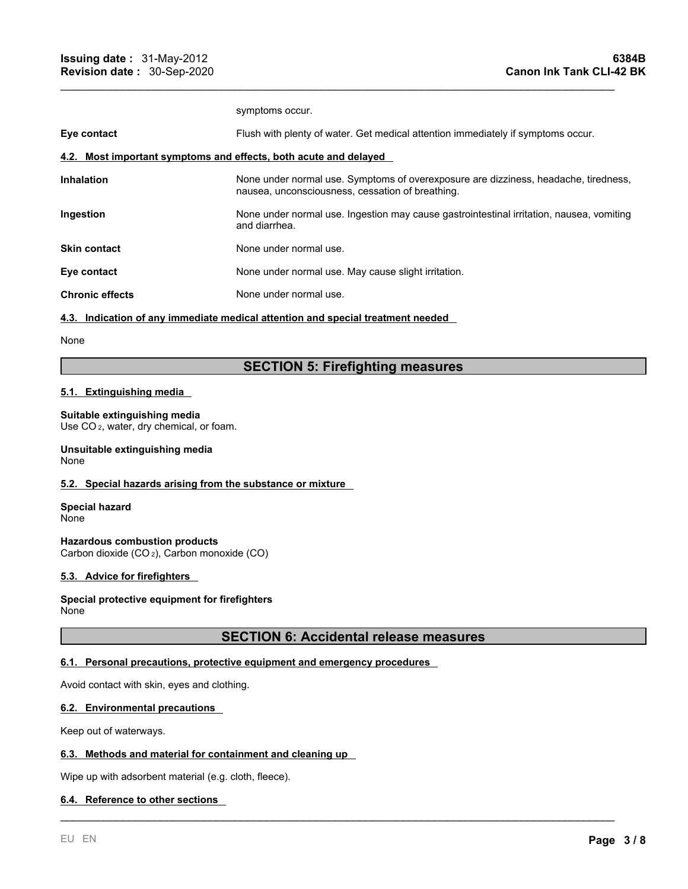symptoms occur.

**Eye contact** Flush with plenty of water. Get medical attention immediately if symptoms occur.

### 4.2. Most important symptoms and effects, both acute and delayed

**Inhalation** None under normal use. Symptoms of overexposure are dizziness, headache, tiredness, nausea, unconsciousness, cessation of breathing.

**Ingestion** None under normal use. Ingestion may cause gastrointestinal irritation, nausea, vomiting and diarrhea.

**Skin contact** None under normal use.

**Eye contact** None under normal use. May cause slight irritation.

**Chronic effects** None under normal use.

### 4.3. Indication of any immediate medical attention and special treatment needed

None

## SECTION 5: Firefighting measures

### 5.1. Extinguishing media

**Suitable extinguishing media**
Use $CO_2$, water, dry chemical, or foam.

**Unsuitable extinguishing media**
None

### 5.2. Special hazards arising from the substance or mixture

**Special hazard**
None

**Hazardous combustion products**
Carbon dioxide ($CO_2$), Carbon monoxide (CO)

### 5.3. Advice for firefighters

**Special protective equipment for firefighters**
None

## SECTION 6: Accidental release measures

### 6.1. Personal precautions, protective equipment and emergency procedures

Avoid contact with skin, eyes and clothing.

### 6.2. Environmental precautions

Keep out of waterways.

### 6.3. Methods and material for containment and cleaning up

Wipe up with adsorbent material (e.g. cloth, fleece).

### 6.4. Reference to other sections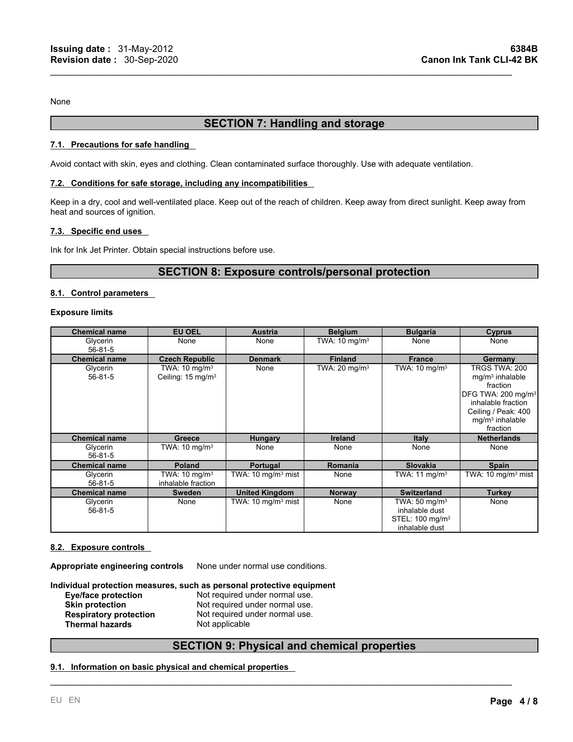None

## SECTION 7: Handling and storage

### 7.1. Precautions for safe handling

Avoid contact with skin, eyes and clothing. Clean contaminated surface thoroughly. Use with adequate ventilation.

### 7.2. Conditions for safe storage, including any incompatibilities

Keep in a dry, cool and well-ventilated place. Keep out of the reach of children. Keep away from direct sunlight. Keep away from heat and sources of ignition.

### 7.3. Specific end uses

Ink for Ink Jet Printer. Obtain special instructions before use.

## SECTION 8: Exposure controls/personal protection

### 8.1. Control parameters

**Exposure limits**

| Chemical name | EU OEL | Austria | Belgium | Bulgaria | Cyprus |
|---|---|---|---|---|---|
| Glycerin 56-81-5 | None | None | TWA: 10 mg/m³ | None | None |
| **Chemical name** | **Czech Republic** | **Denmark** | **Finland** | **France** | **Germany** |
| Glycerin 56-81-5 | TWA: 10 mg/m³ Ceiling: 15 mg/m³ | None | TWA: 20 mg/m³ | TWA: 10 mg/m³ | TRGS TWA: 200 mg/m³ inhalable fraction DFG TWA: 200 mg/m³ inhalable fraction Ceiling / Peak: 400 mg/m³ inhalable fraction |
| **Chemical name** | **Greece** | **Hungary** | **Ireland** | **Italy** | **Netherlands** |
| Glycerin 56-81-5 | TWA: 10 mg/m³ | None | None | None | None |
| **Chemical name** | **Poland** | **Portugal** | **Romania** | **Slovakia** | **Spain** |
| Glycerin 56-81-5 | TWA: 10 mg/m³ inhalable fraction | TWA: 10 mg/m³ mist | None | TWA: 11 mg/m³ | TWA: 10 mg/m³ mist |
| **Chemical name** | **Sweden** | **United Kingdom** | **Norway** | **Switzerland** | **Turkey** |
| Glycerin 56-81-5 | None | TWA: 10 mg/m³ mist | None | TWA: 50 mg/m³ inhalable dust STEL: 100 mg/m³ inhalable dust | None |

### 8.2. Exposure controls

**Appropriate engineering controls** None under normal use conditions.

**Individual protection measures, such as personal protective equipment**

**Eye/face protection** Not required under normal use.
**Skin protection** Not required under normal use.
**Respiratory protection** Not required under normal use.
**Thermal hazards** Not applicable

## SECTION 9: Physical and chemical properties

### 9.1. Information on basic physical and chemical properties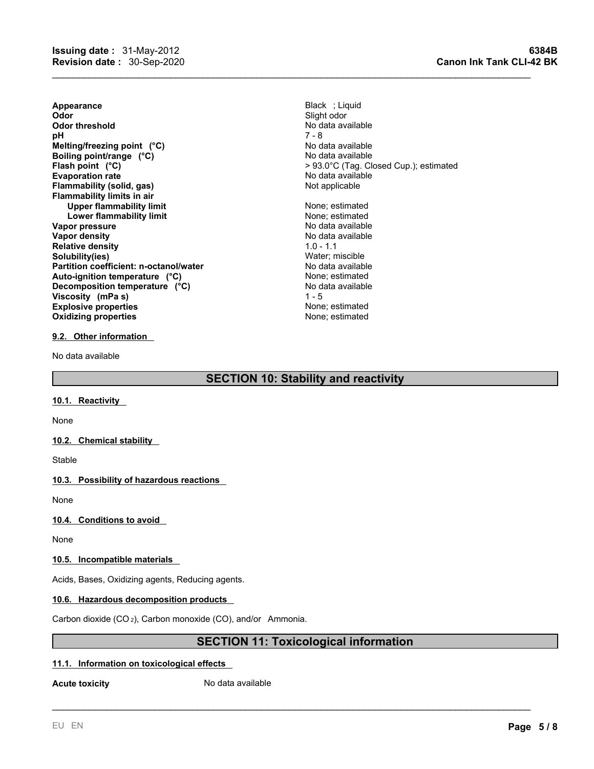| | |
|---|---|
| **Appearance** | Black ; Liquid |
| **Odor** | Slight odor |
| **Odor threshold** | No data available |
| **pH** | 7 - 8 |
| **Melting/freezing point (°C)** | No data available |
| **Boiling point/range (°C)** | No data available |
| **Flash point (°C)** | > 93.0°C (Tag. Closed Cup.); estimated |
| **Evaporation rate** | No data available |
| **Flammability (solid, gas)** | Not applicable |
| **Flammability limits in air** | |
| **Upper flammability limit** | None; estimated |
| **Lower flammability limit** | None; estimated |
| **Vapor pressure** | No data available |
| **Vapor density** | No data available |
| **Relative density** | 1.0 - 1.1 |
| **Solubility(ies)** | Water; miscible |
| **Partition coefficient: n-octanol/water** | No data available |
| **Auto-ignition temperature (°C)** | None; estimated |
| **Decomposition temperature (°C)** | No data available |
| **Viscosity (mPa s)** | 1 - 5 |
| **Explosive properties** | None; estimated |
| **Oxidizing properties** | None; estimated |

### 9.2. Other information

No data available

## SECTION 10: Stability and reactivity

### 10.1. Reactivity

None

### 10.2. Chemical stability

Stable

### 10.3. Possibility of hazardous reactions

None

### 10.4. Conditions to avoid

None

### 10.5. Incompatible materials

Acids, Bases, Oxidizing agents, Reducing agents.

### 10.6. Hazardous decomposition products

Carbon dioxide ($CO_2$), Carbon monoxide (CO), and/or Ammonia.

## SECTION 11: Toxicological information

### 11.1. Information on toxicological effects

**Acute toxicity** No data available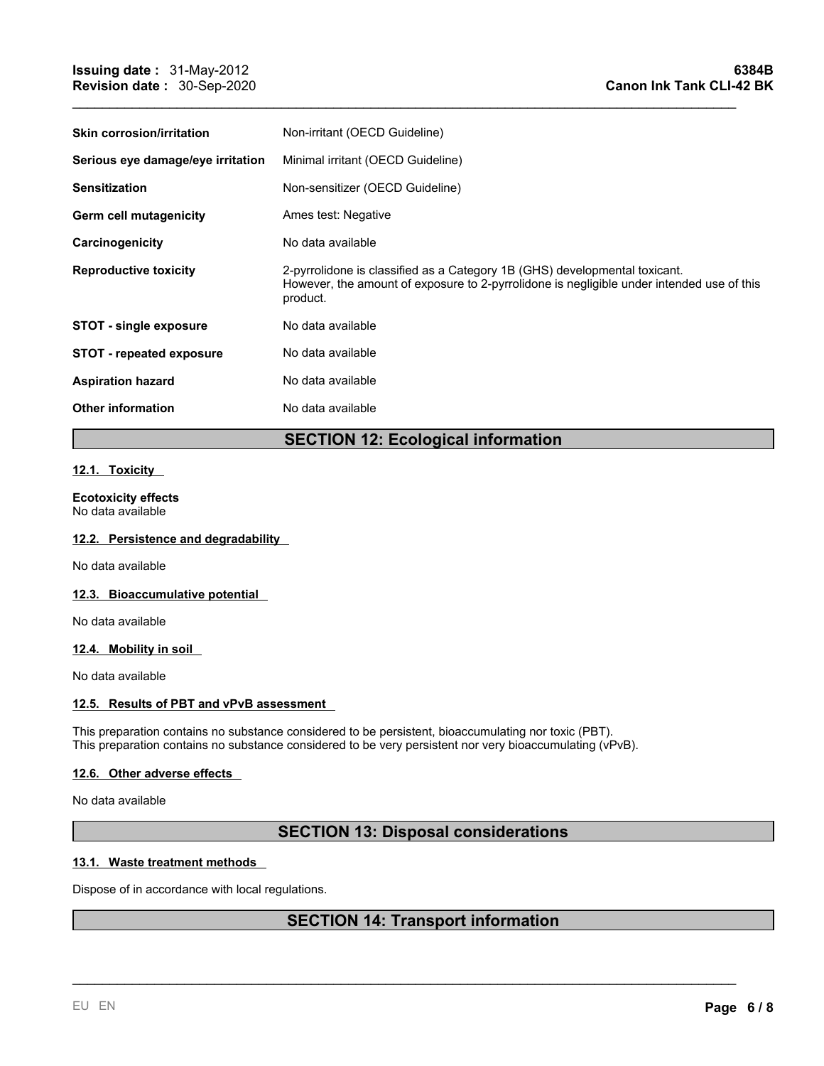| | |
|---|---|
| **Skin corrosion/irritation** | Non-irritant (OECD Guideline) |
| **Serious eye damage/eye irritation** | Minimal irritant (OECD Guideline) |
| **Sensitization** | Non-sensitizer (OECD Guideline) |
| **Germ cell mutagenicity** | Ames test: Negative |
| **Carcinogenicity** | No data available |
| **Reproductive toxicity** | 2-pyrrolidone is classified as a Category 1B (GHS) developmental toxicant. However, the amount of exposure to 2-pyrrolidone is negligible under intended use of this product. |
| **STOT - single exposure** | No data available |
| **STOT - repeated exposure** | No data available |
| **Aspiration hazard** | No data available |
| **Other information** | No data available |

## SECTION 12: Ecological information

### 12.1. Toxicity

**Ecotoxicity effects**
No data available

### 12.2. Persistence and degradability

No data available

### 12.3. Bioaccumulative potential

No data available

### 12.4. Mobility in soil

No data available

### 12.5. Results of PBT and vPvB assessment

This preparation contains no substance considered to be persistent, bioaccumulating nor toxic (PBT).
This preparation contains no substance considered to be very persistent nor very bioaccumulating (vPvB).

### 12.6. Other adverse effects

No data available

## SECTION 13: Disposal considerations

### 13.1. Waste treatment methods

Dispose of in accordance with local regulations.

## SECTION 14: Transport information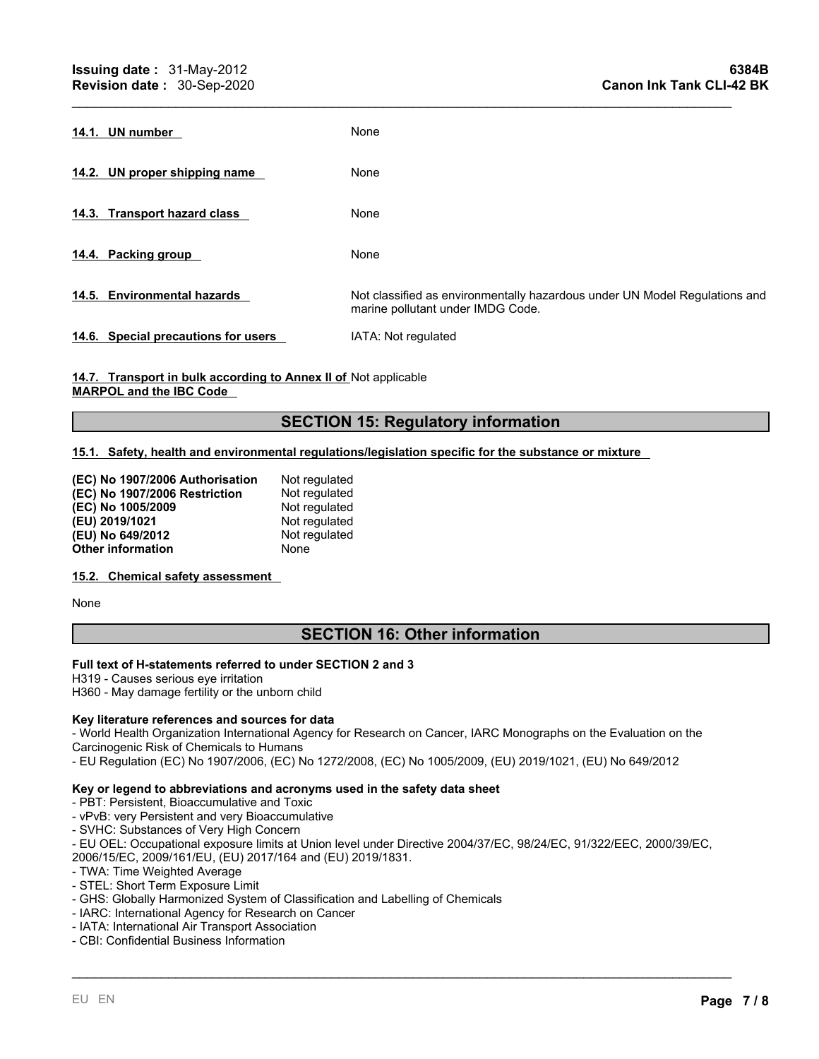**14.1. UN number** None

**14.2. UN proper shipping name** None

**14.3. Transport hazard class** None

**14.4. Packing group** None

**14.5. Environmental hazards** Not classified as environmentally hazardous under UN Model Regulations and marine pollutant under IMDG Code.

**14.6. Special precautions for users** IATA: Not regulated

**14.7. Transport in bulk according to Annex II of MARPOL and the IBC Code** Not applicable

## SECTION 15: Regulatory information

**15.1. Safety, health and environmental regulations/legislation specific for the substance or mixture**

| | |
|---|---|
| **(EC) No 1907/2006 Authorisation** | Not regulated |
| **(EC) No 1907/2006 Restriction** | Not regulated |
| **(EC) No 1005/2009** | Not regulated |
| **(EU) 2019/1021** | Not regulated |
| **(EU) No 649/2012** | Not regulated |
| **Other information** | None |

**15.2. Chemical safety assessment**

None

## SECTION 16: Other information

**Full text of H-statements referred to under SECTION 2 and 3**

H319 - Causes serious eye irritation
H360 - May damage fertility or the unborn child

**Key literature references and sources for data**

- World Health Organization International Agency for Research on Cancer, IARC Monographs on the Evaluation on the Carcinogenic Risk of Chemicals to Humans
- EU Regulation (EC) No 1907/2006, (EC) No 1272/2008, (EC) No 1005/2009, (EU) 2019/1021, (EU) No 649/2012

**Key or legend to abbreviations and acronyms used in the safety data sheet**

- PBT: Persistent, Bioaccumulative and Toxic
- vPvB: very Persistent and very Bioaccumulative
- SVHC: Substances of Very High Concern
- EU OEL: Occupational exposure limits at Union level under Directive 2004/37/EC, 98/24/EC, 91/322/EEC, 2000/39/EC, 2006/15/EC, 2009/161/EU, (EU) 2017/164 and (EU) 2019/1831.
- TWA: Time Weighted Average
- STEL: Short Term Exposure Limit
- GHS: Globally Harmonized System of Classification and Labelling of Chemicals
- IARC: International Agency for Research on Cancer
- IATA: International Air Transport Association
- CBI: Confidential Business Information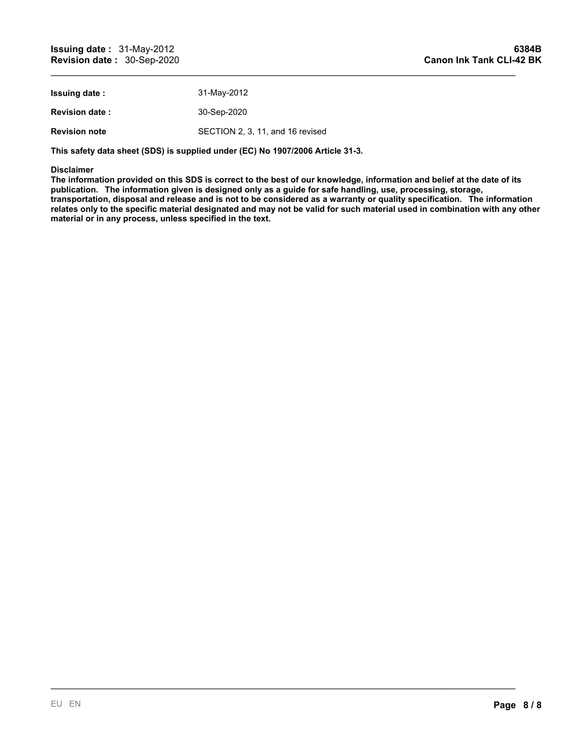| | |
|---|---|
| **Issuing date :** | 31-May-2012 |
| **Revision date :** | 30-Sep-2020 |
| **Revision note** | SECTION 2, 3, 11, and 16 revised |

**This safety data sheet (SDS) is supplied under (EC) No 1907/2006 Article 31-3.**

**Disclaimer**

**The information provided on this SDS is correct to the best of our knowledge, information and belief at the date of its publication. The information given is designed only as a guide for safe handling, use, processing, storage, transportation, disposal and release and is not to be considered as a warranty or quality specification. The information relates only to the specific material designated and may not be valid for such material used in combination with any other material or in any process, unless specified in the text.**